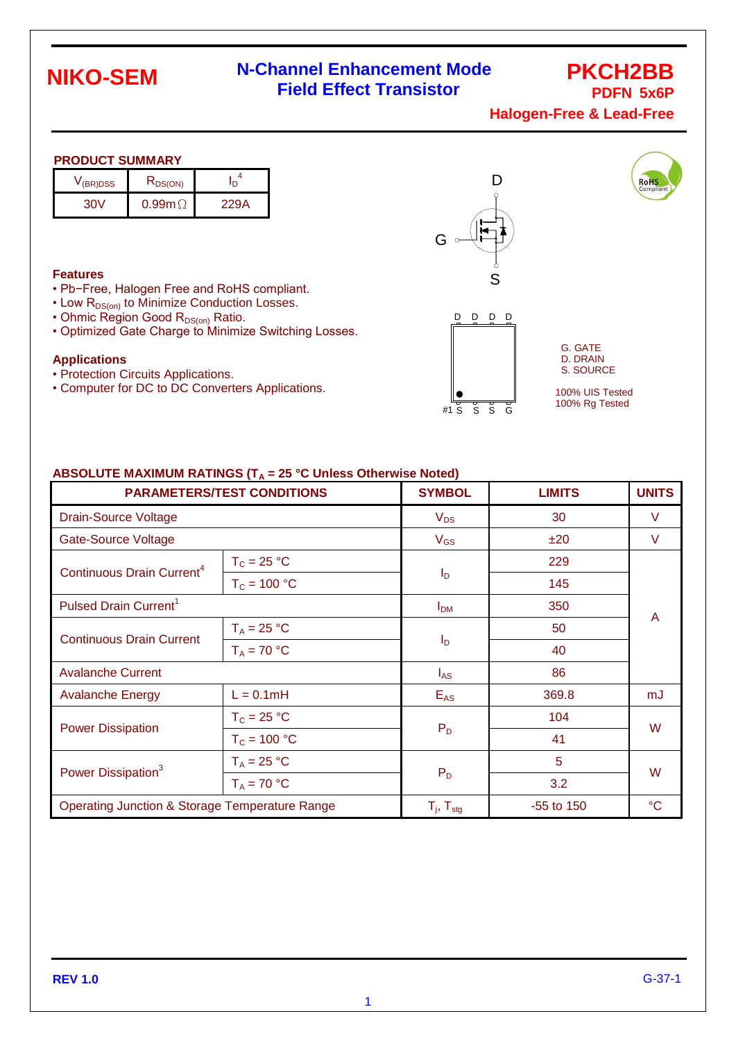# NIKO-SEM

## N-Channel Enhancement Mode Field Effect Transistor

## PKCH2BB

**PDFN 5x6P**

**Halogen-Free & Lead-Free**

### PRODUCT SUMMARY

| $V_{(BR)DSS}$ | $R_{DS(ON)}$ | $I_D$[4] |
|---|---|---|
| 30V | 0.99mΩ | 229A |

D

G

S

D D D D

#1 S S S G

G. GATE
D. DRAIN
S. SOURCE

100% UIS Tested
100% Rg Tested

RoHS Compliant

### Features

- Pb−Free, Halogen Free and RoHS compliant.
- Low $R_{DS(on)}$ to Minimize Conduction Losses.
- Ohmic Region Good $R_{DS(on)}$ Ratio.
- Optimized Gate Charge to Minimize Switching Losses.

### Applications

- Protection Circuits Applications.
- Computer for DC to DC Converters Applications.

### ABSOLUTE MAXIMUM RATINGS ($T_A$ = 25 °C Unless Otherwise Noted)

| PARAMETERS/TEST CONDITIONS | | SYMBOL | LIMITS | UNITS |
|---|---|---|---|---|
| Drain-Source Voltage | | $V_{DS}$ | 30 | V |
| Gate-Source Voltage | | $V_{GS}$ | ±20 | V |
| Continuous Drain Current[4] | $T_C$ = 25 °C | $I_D$ | 229 | A |
| | $T_C$ = 100 °C | | 145 | A |
| Pulsed Drain Current[1] | | $I_{DM}$ | 350 | A |
| Continuous Drain Current | $T_A$ = 25 °C | $I_D$ | 50 | A |
| | $T_A$ = 70 °C | | 40 | A |
| Avalanche Current | | $I_{AS}$ | 86 | A |
| Avalanche Energy | L = 0.1mH | $E_{AS}$ | 369.8 | mJ |
| Power Dissipation | $T_C$ = 25 °C | $P_D$ | 104 | W |
| | $T_C$ = 100 °C | | 41 | W |
| Power Dissipation[3] | $T_A$ = 25 °C | $P_D$ | 5 | W |
| | $T_A$ = 70 °C | | 3.2 | W |
| Operating Junction & Storage Temperature Range | | $T_j$, $T_{stg}$ | -55 to 150 | °C |

REV 1.0

G-37-1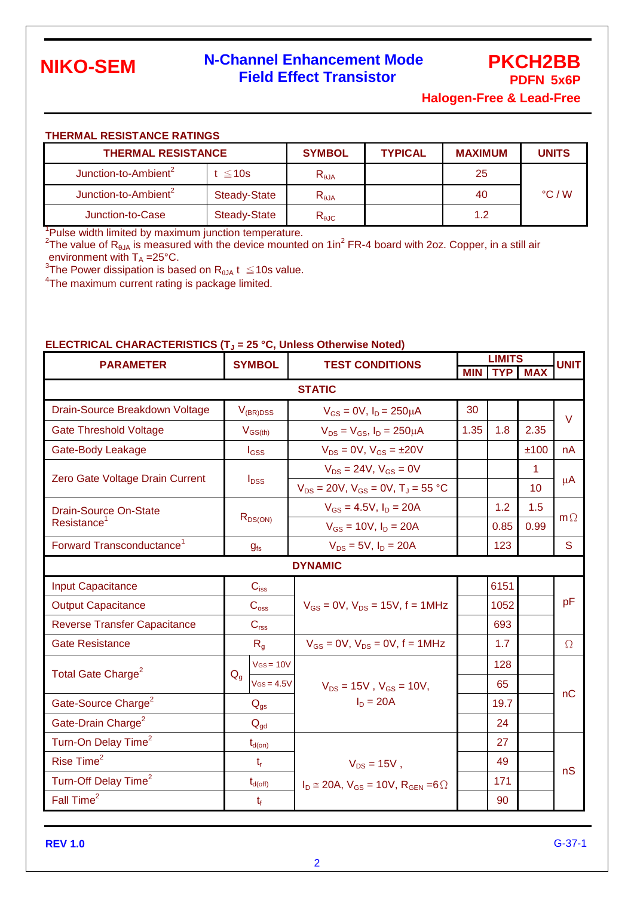## THERMAL RESISTANCE RATINGS

| THERMAL RESISTANCE | | SYMBOL | TYPICAL | MAXIMUM | UNITS |
|---|---|---|---|---|---|
| Junction-to-Ambient[2] | t ≦10s | $R_{\theta JA}$ | | 25 | °C / W |
| Junction-to-Ambient[2] | Steady-State | $R_{\theta JA}$ | | 40 | |
| Junction-to-Case | Steady-State | $R_{\theta JC}$ | | 1.2 | |

[1]Pulse width limited by maximum junction temperature.

[2]The value of $R_{\theta JA}$ is measured with the device mounted on 1in[2] FR-4 board with 2oz. Copper, in a still air environment with $T_A$ =25°C.

[3]The Power dissipation is based on $R_{\theta JA}$ t ≦10s value.

[4]The maximum current rating is package limited.

## ELECTRICAL CHARACTERISTICS ($T_J$ = 25 °C, Unless Otherwise Noted)

| PARAMETER | SYMBOL | TEST CONDITIONS | LIMITS MIN | LIMITS TYP | LIMITS MAX | UNIT |
|---|---|---|---|---|---|---|
| **STATIC** | | | | | | |
| Drain-Source Breakdown Voltage | $V_{(BR)DSS}$ | $V_{GS}$ = 0V, $I_D$ = 250μA | 30 | | | V |
| Gate Threshold Voltage | $V_{GS(th)}$ | $V_{DS}$ = $V_{GS}$, $I_D$ = 250μA | 1.35 | 1.8 | 2.35 | V |
| Gate-Body Leakage | $I_{GSS}$ | $V_{DS}$ = 0V, $V_{GS}$ = ±20V | | | ±100 | nA |
| Zero Gate Voltage Drain Current | $I_{DSS}$ | $V_{DS}$ = 24V, $V_{GS}$ = 0V | | | 1 | μA |
| | | $V_{DS}$ = 20V, $V_{GS}$ = 0V, $T_J$ = 55 °C | | | 10 | |
| Drain-Source On-State Resistance[1] | $R_{DS(ON)}$ | $V_{GS}$ = 4.5V, $I_D$ = 20A | | 1.2 | 1.5 | mΩ |
| | | $V_{GS}$ = 10V, $I_D$ = 20A | | 0.85 | 0.99 | |
| Forward Transconductance[1] | $g_{fs}$ | $V_{DS}$ = 5V, $I_D$ = 20A | | 123 | | S |
| **DYNAMIC** | | | | | | |
| Input Capacitance | $C_{iss}$ | $V_{GS}$ = 0V, $V_{DS}$ = 15V, f = 1MHz | | 6151 | | pF |
| Output Capacitance | $C_{oss}$ | | | 1052 | | |
| Reverse Transfer Capacitance | $C_{rss}$ | | | 693 | | |
| Gate Resistance | $R_g$ | $V_{GS}$ = 0V, $V_{DS}$ = 0V, f = 1MHz | | 1.7 | | Ω |
| Total Gate Charge[2] | $Q_g$ ($V_{GS}$ = 10V) | $V_{DS}$ = 15V , $V_{GS}$ = 10V, $I_D$ = 20A | | 128 | | nC |
| | $Q_g$ ($V_{GS}$ = 4.5V) | | | 65 | | |
| Gate-Source Charge[2] | $Q_{gs}$ | | | 19.7 | | |
| Gate-Drain Charge[2] | $Q_{gd}$ | | | 24 | | |
| Turn-On Delay Time[2] | $t_{d(on)}$ | $V_{DS}$ = 15V , $I_D$ ≅ 20A, $V_{GS}$ = 10V, $R_{GEN}$ =6Ω | | 27 | | nS |
| Rise Time[2] | $t_r$ | | | 49 | | |
| Turn-Off Delay Time[2] | $t_{d(off)}$ | | | 171 | | |
| Fall Time[2] | $t_f$ | | | 90 | | |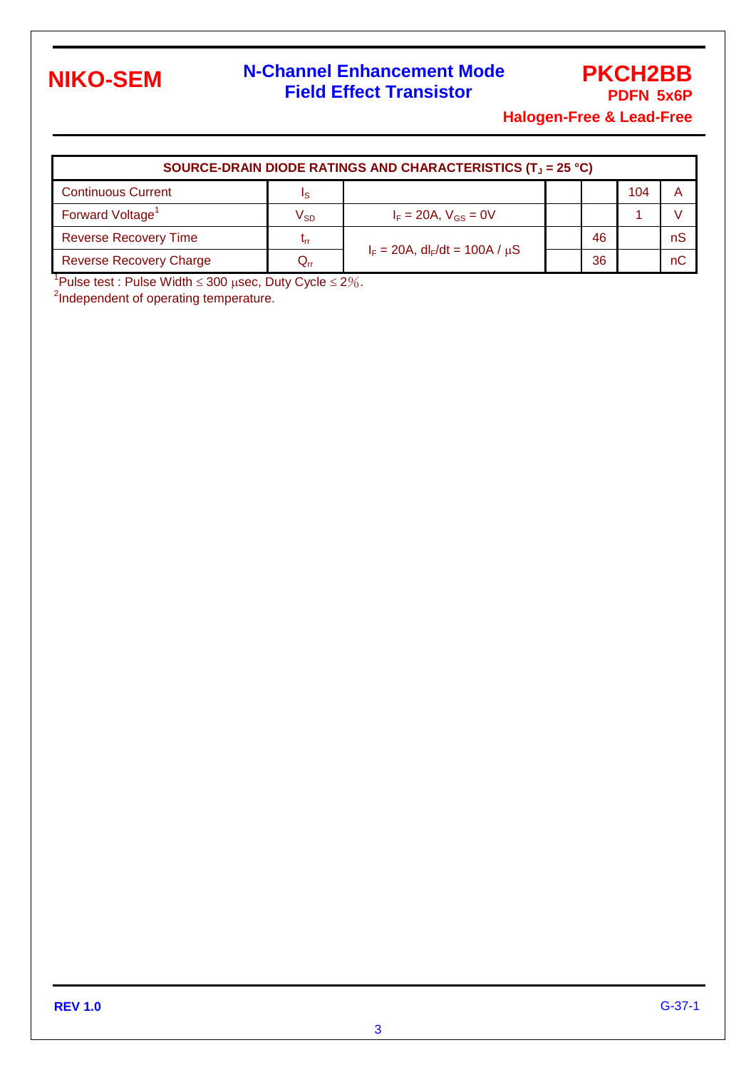| SOURCE-DRAIN DIODE RATINGS AND CHARACTERISTICS ($T_J$ = 25 °C) | | | | | | |
|---|---|---|---|---|---|---|
| Continuous Current | $I_S$ | | | | 104 | A |
| Forward Voltage[1] | $V_{SD}$ | $I_F$ = 20A, $V_{GS}$ = 0V | | | 1 | V |
| Reverse Recovery Time | $t_{rr}$ | $I_F$ = 20A, $dI_F/dt$ = 100A / µS | | 46 | | nS |
| Reverse Recovery Charge | $Q_{rr}$ | | | 36 | | nC |

[1]Pulse test : Pulse Width ≤ 300 µsec, Duty Cycle ≤ 2%.

[2]Independent of operating temperature.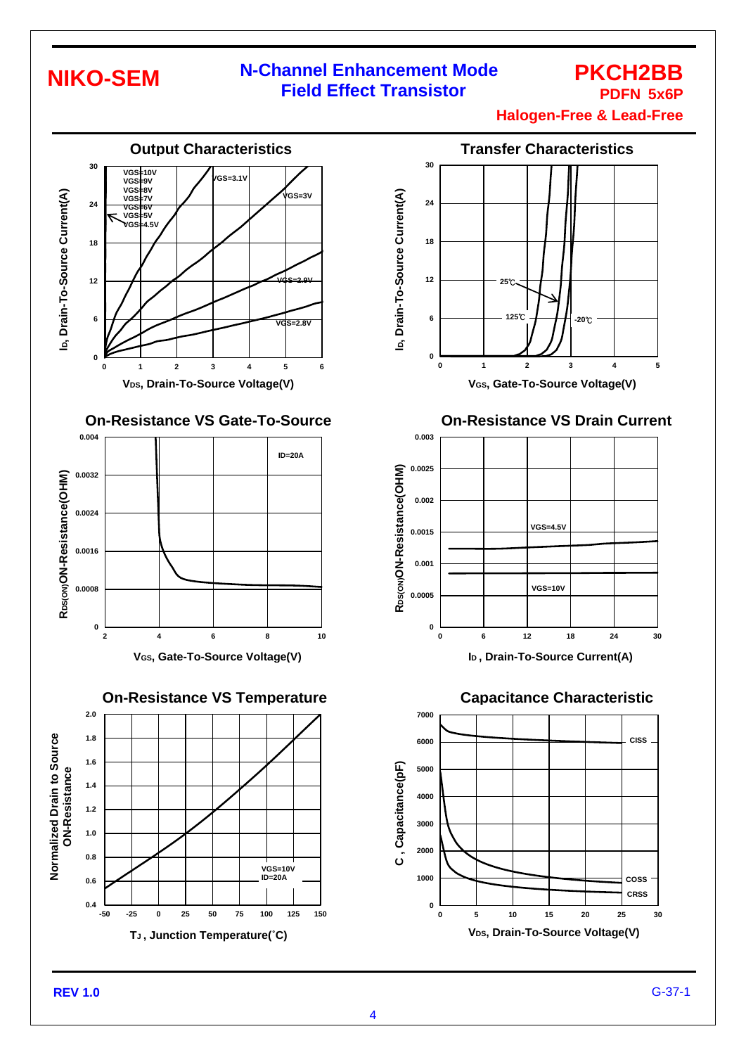# NIKO-SEM

## N-Channel Enhancement Mode Field Effect Transistor

**PKCH2BB**
**PDFN 5x6P**
**Halogen-Free & Lead-Free**

### Output Characteristics

$I_D$, Drain-To-Source Current(A) vs $V_{DS}$, Drain-To-Source Voltage(V)

VGS=10V, VGS=9V, VGS=8V, VGS=7V, VGS=6V, VGS=5V, VGS=4.5V, VGS=3.1V, VGS=3V, VGS=2.9V, VGS=2.8V

### Transfer Characteristics

$I_D$, Drain-To-Source Current(A) vs $V_{GS}$, Gate-To-Source Voltage(V)

25℃, 125℃, -20℃

### On-Resistance VS Gate-To-Source

$R_{DS(ON)}$ON-Resistance(OHM) vs $V_{GS}$, Gate-To-Source Voltage(V)

ID=20A

### On-Resistance VS Drain Current

$R_{DS(ON)}$ON-Resistance(OHM) vs $I_D$, Drain-To-Source Current(A)

VGS=4.5V, VGS=10V

### On-Resistance VS Temperature

Normalized Drain to Source ON-Resistance vs $T_J$, Junction Temperature(˚C)

VGS=10V, ID=20A

### Capacitance Characteristic

C, Capacitance(pF) vs $V_{DS}$, Drain-To-Source Voltage(V)

CISS, COSS, CRSS

REV 1.0 G-37-1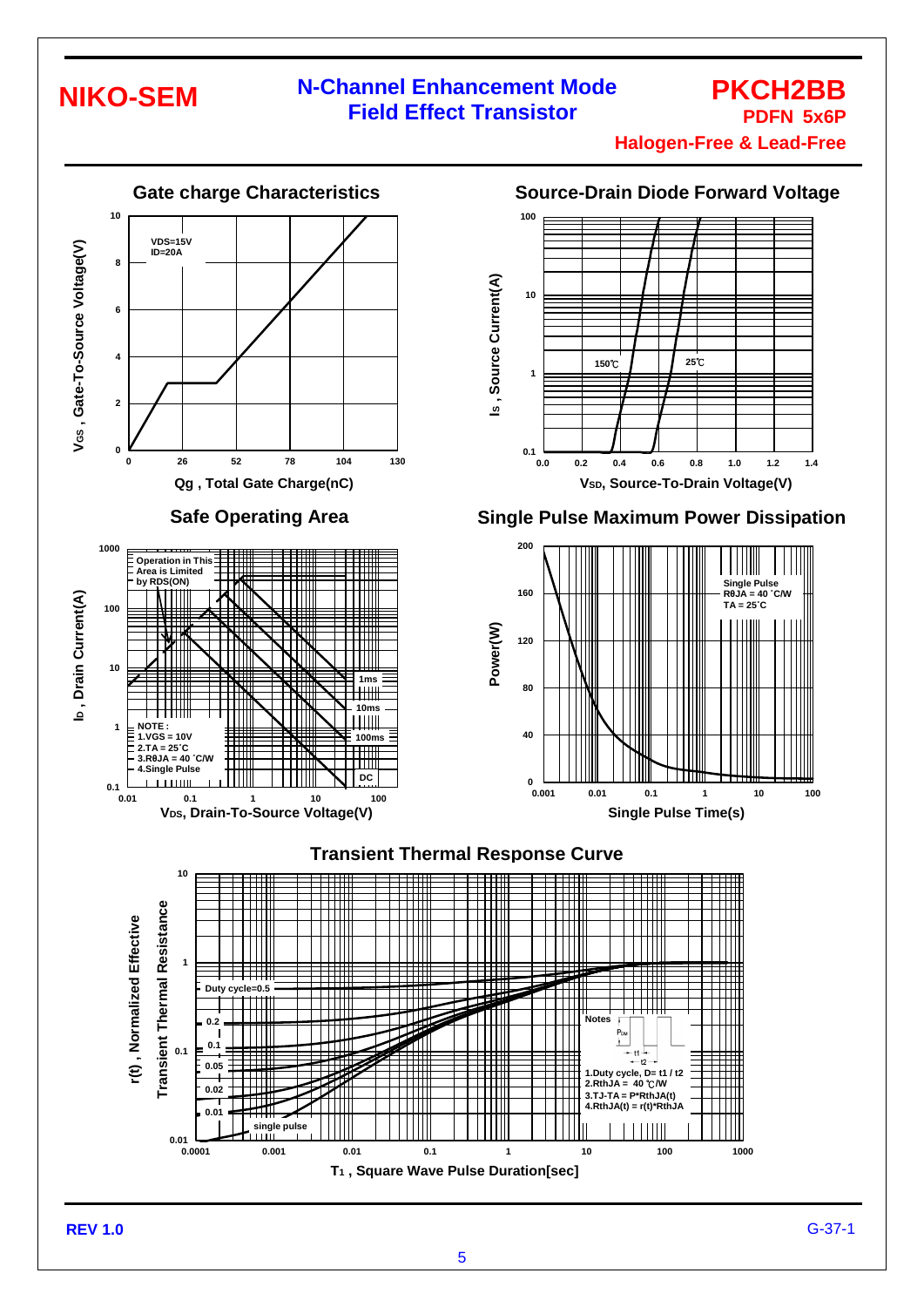## Gate charge Characteristics

VDS=15V
ID=20A

$V_{GS}$ , Gate-To-Source Voltage(V)

0 2 4 6 8 10

0 26 52 78 104 130

Qg , Total Gate Charge(nC)

## Source-Drain Diode Forward Voltage

$I_S$ , Source Current(A)

0.1 1 10 100

150℃ 25℃

0.0 0.2 0.4 0.6 0.8 1.0 1.2 1.4

$V_{SD}$, Source-To-Drain Voltage(V)

## Safe Operating Area

Operation in This Area is Limited by RDS(ON)

1ms
10ms
100ms
DC

NOTE :
1.VGS = 10V
2.TA = 25°C
3.RθJA = 40 °C/W
4.Single Pulse

$I_D$ , Drain Current(A)

0.1 1 10 100 1000

0.01 0.1 1 10 100

$V_{DS}$, Drain-To-Source Voltage(V)

## Single Pulse Maximum Power Dissipation

Single Pulse
RθJA = 40 °C/W
TA = 25°C

Power(W)

0 40 80 120 160 200

0.001 0.01 0.1 1 10 100

Single Pulse Time(s)

## Transient Thermal Response Curve

r(t) , Normalized Effective Transient Thermal Resistance

0.01 0.1 1 10

Duty cycle=0.5
0.2
0.1
0.05
0.02
0.01
single pulse

Notes
$P_{DM}$
t1
t2
1.Duty cycle, D= t1 / t2
2.RthJA = 40 ℃/W
3.TJ-TA = P*RthJA(t)
4.RthJA(t) = r(t)*RthJA

0.0001 0.001 0.01 0.1 1 10 100 1000

$T_1$ , Square Wave Pulse Duration[sec]